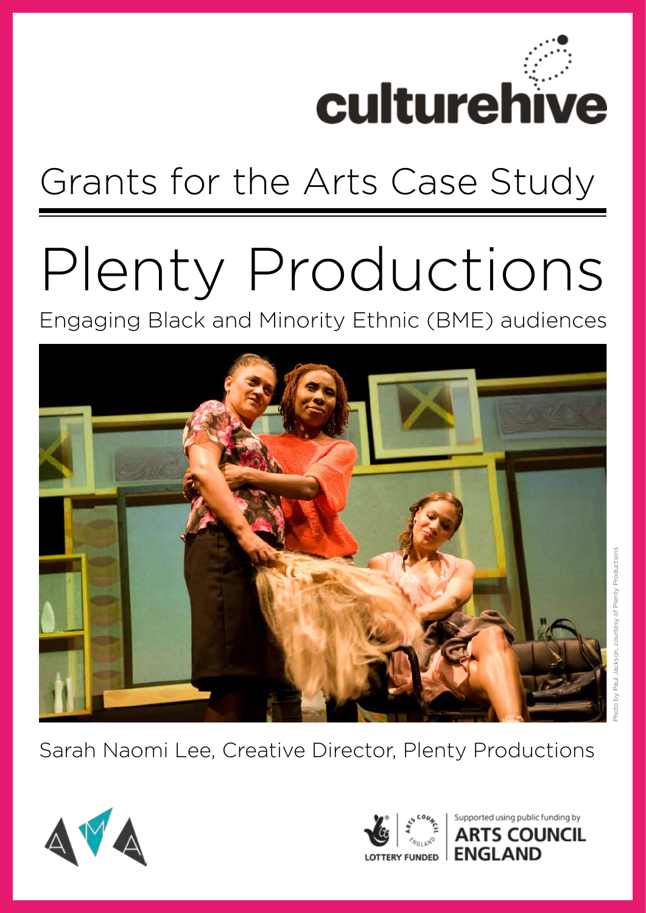culturehive

## Grants for the Arts Case Study

# Plenty Productions

Engaging Black and Minority Ethnic (BME) audiences

Photo by Paul Jackson, courtesy of Plenty Productions

Sarah Naomi Lee, Creative Director, Plenty Productions

LOTTERY FUNDED

Supported using public funding by ARTS COUNCIL ENGLAND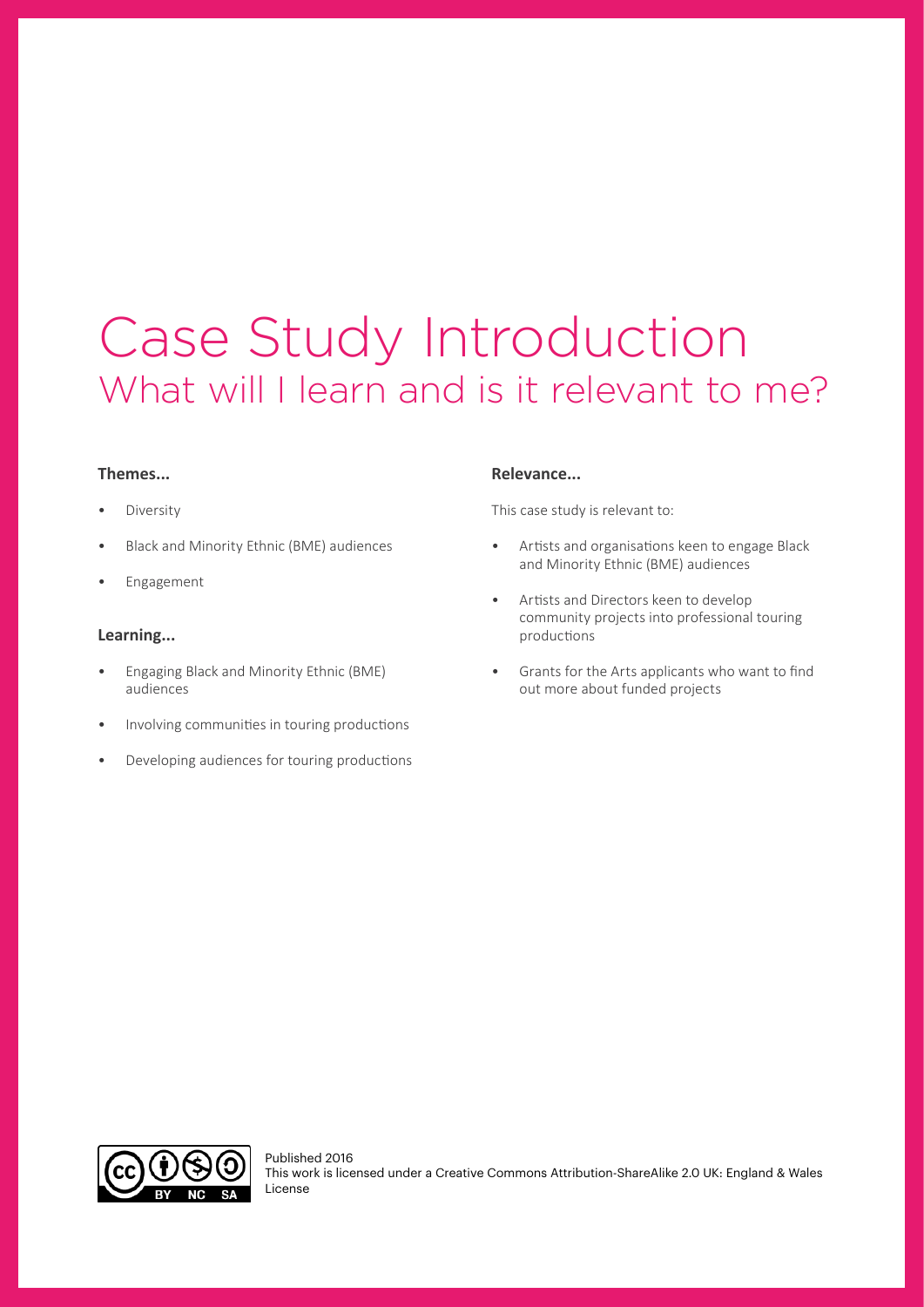# Case Study Introduction

## What will I learn and is it relevant to me?

**Themes...**

- Diversity
- Black and Minority Ethnic (BME) audiences
- Engagement

**Learning...**

- Engaging Black and Minority Ethnic (BME) audiences
- Involving communities in touring productions
- Developing audiences for touring productions

**Relevance...**

This case study is relevant to:

- Artists and organisations keen to engage Black and Minority Ethnic (BME) audiences
- Artists and Directors keen to develop community projects into professional touring productions
- Grants for the Arts applicants who want to find out more about funded projects

Published 2016
This work is licensed under a Creative Commons Attribution-ShareAlike 2.0 UK: England & Wales License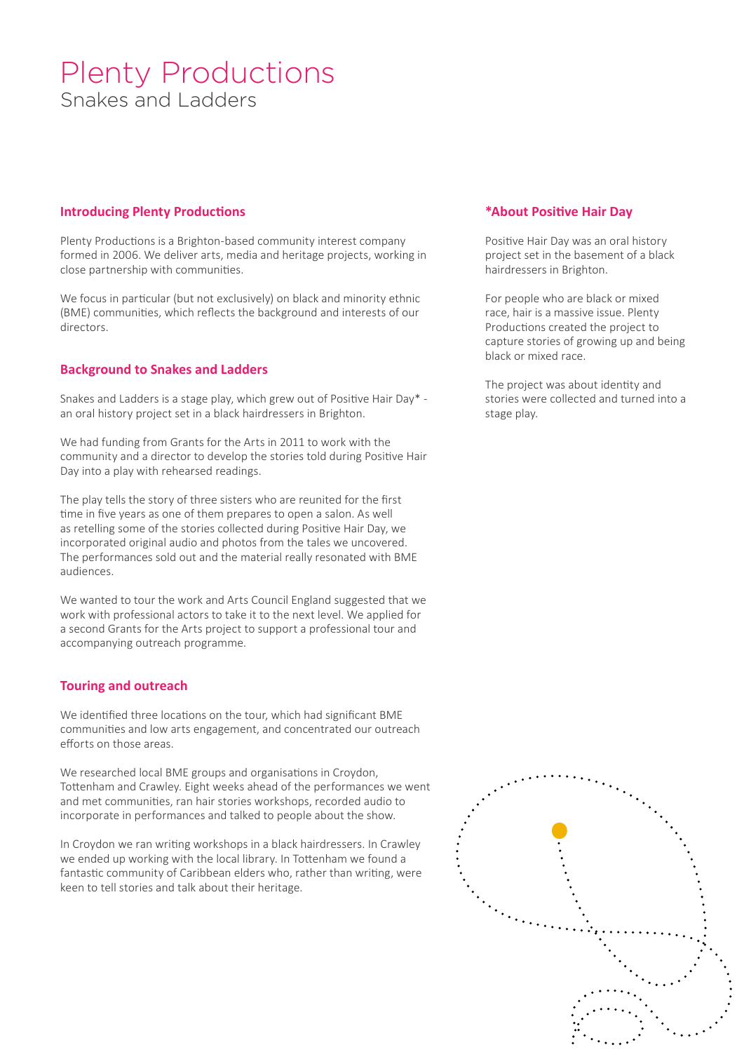# Plenty Productions

## Snakes and Ladders

### Introducing Plenty Productions

Plenty Productions is a Brighton-based community interest company formed in 2006. We deliver arts, media and heritage projects, working in close partnership with communities.

We focus in particular (but not exclusively) on black and minority ethnic (BME) communities, which reflects the background and interests of our directors.

### Background to Snakes and Ladders

Snakes and Ladders is a stage play, which grew out of Positive Hair Day* - an oral history project set in a black hairdressers in Brighton.

We had funding from Grants for the Arts in 2011 to work with the community and a director to develop the stories told during Positive Hair Day into a play with rehearsed readings.

The play tells the story of three sisters who are reunited for the first time in five years as one of them prepares to open a salon. As well as retelling some of the stories collected during Positive Hair Day, we incorporated original audio and photos from the tales we uncovered. The performances sold out and the material really resonated with BME audiences.

We wanted to tour the work and Arts Council England suggested that we work with professional actors to take it to the next level. We applied for a second Grants for the Arts project to support a professional tour and accompanying outreach programme.

### Touring and outreach

We identified three locations on the tour, which had significant BME communities and low arts engagement, and concentrated our outreach efforts on those areas.

We researched local BME groups and organisations in Croydon, Tottenham and Crawley. Eight weeks ahead of the performances we went and met communities, ran hair stories workshops, recorded audio to incorporate in performances and talked to people about the show.

In Croydon we ran writing workshops in a black hairdressers. In Crawley we ended up working with the local library. In Tottenham we found a fantastic community of Caribbean elders who, rather than writing, were keen to tell stories and talk about their heritage.

### *About Positive Hair Day

Positive Hair Day was an oral history project set in the basement of a black hairdressers in Brighton.

For people who are black or mixed race, hair is a massive issue. Plenty Productions created the project to capture stories of growing up and being black or mixed race.

The project was about identity and stories were collected and turned into a stage play.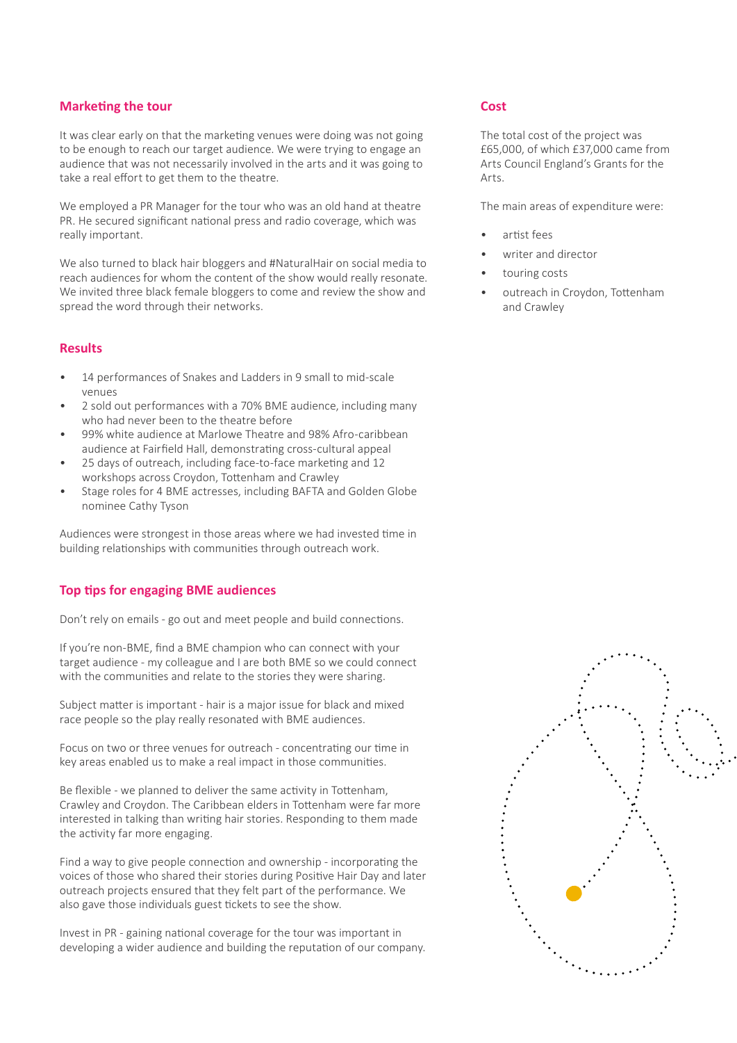## Marketing the tour

It was clear early on that the marketing venues were doing was not going to be enough to reach our target audience. We were trying to engage an audience that was not necessarily involved in the arts and it was going to take a real effort to get them to the theatre.

We employed a PR Manager for the tour who was an old hand at theatre PR. He secured significant national press and radio coverage, which was really important.

We also turned to black hair bloggers and #NaturalHair on social media to reach audiences for whom the content of the show would really resonate. We invited three black female bloggers to come and review the show and spread the word through their networks.

## Results

- 14 performances of Snakes and Ladders in 9 small to mid-scale venues
- 2 sold out performances with a 70% BME audience, including many who had never been to the theatre before
- 99% white audience at Marlowe Theatre and 98% Afro-caribbean audience at Fairfield Hall, demonstrating cross-cultural appeal
- 25 days of outreach, including face-to-face marketing and 12 workshops across Croydon, Tottenham and Crawley
- Stage roles for 4 BME actresses, including BAFTA and Golden Globe nominee Cathy Tyson

Audiences were strongest in those areas where we had invested time in building relationships with communities through outreach work.

## Top tips for engaging BME audiences

Don't rely on emails - go out and meet people and build connections.

If you're non-BME, find a BME champion who can connect with your target audience - my colleague and I are both BME so we could connect with the communities and relate to the stories they were sharing.

Subject matter is important - hair is a major issue for black and mixed race people so the play really resonated with BME audiences.

Focus on two or three venues for outreach - concentrating our time in key areas enabled us to make a real impact in those communities.

Be flexible - we planned to deliver the same activity in Tottenham, Crawley and Croydon. The Caribbean elders in Tottenham were far more interested in talking than writing hair stories. Responding to them made the activity far more engaging.

Find a way to give people connection and ownership - incorporating the voices of those who shared their stories during Positive Hair Day and later outreach projects ensured that they felt part of the performance. We also gave those individuals guest tickets to see the show.

Invest in PR - gaining national coverage for the tour was important in developing a wider audience and building the reputation of our company.

## Cost

The total cost of the project was £65,000, of which £37,000 came from Arts Council England's Grants for the Arts.

The main areas of expenditure were:

- artist fees
- writer and director
- touring costs
- outreach in Croydon, Tottenham and Crawley